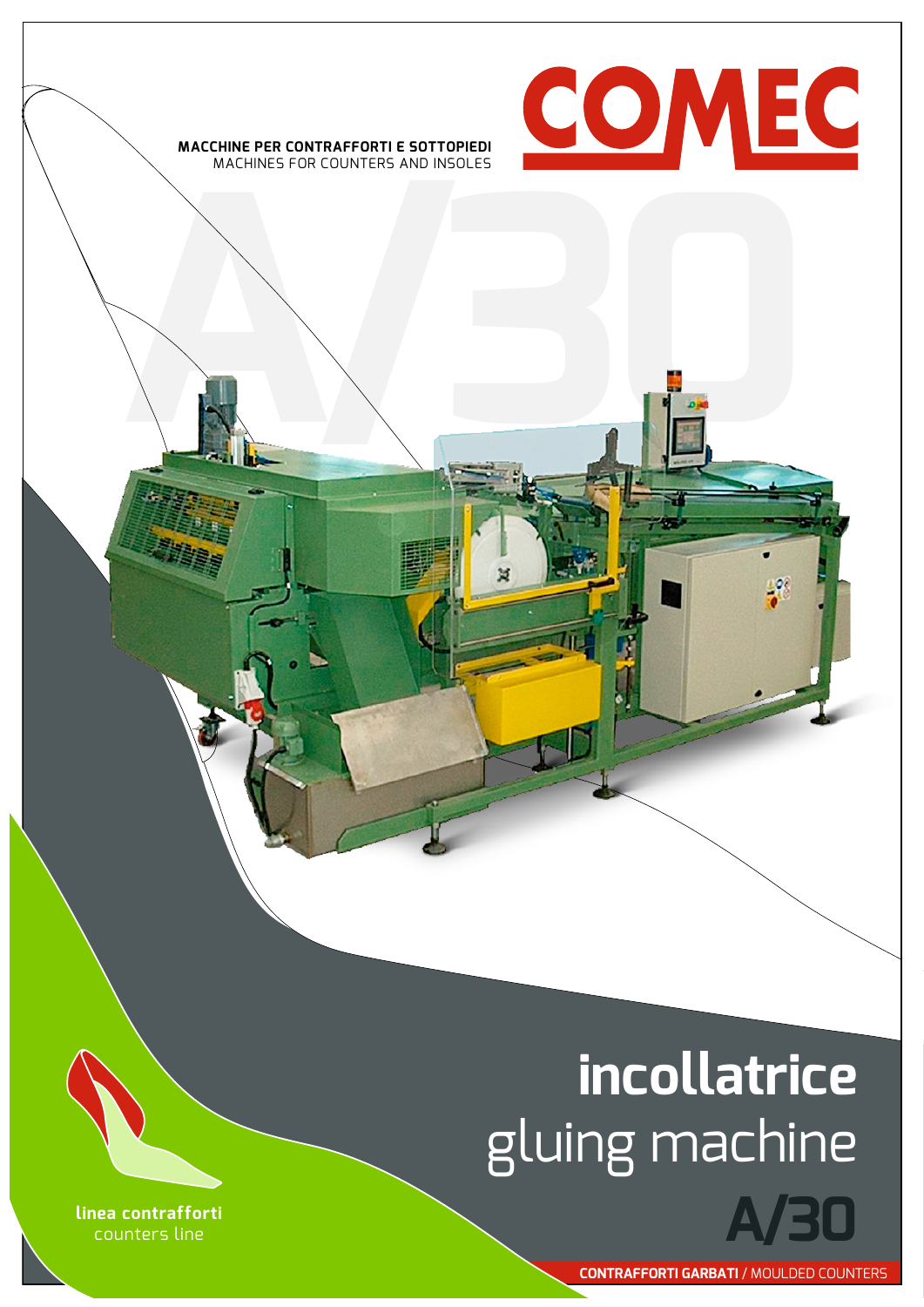# COMEC

**MACCHINE PER CONTRAFFORTI E SOTTOPIEDI**
MACHINES FOR COUNTERS AND INSOLES

# incollatrice
## gluing machine
## A/30

**linea contrafforti**
counters line

**CONTRAFFORTI GARBATI** / MOULDED COUNTERS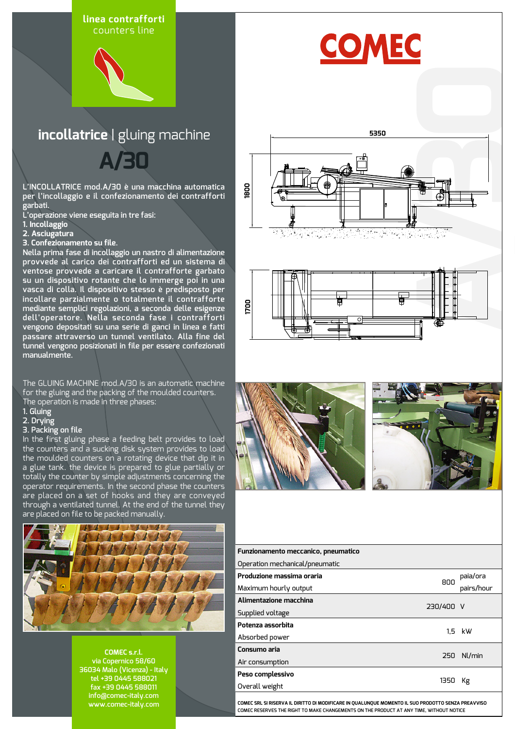**linea contrafforti**
counters line

**COMEC**

# **incollatrice** | gluing machine

## A/30

L'INCOLLATRICE mod.A/30 è una macchina automatica per l'incollaggio e il confezionamento dei contrafforti garbati.
L'operazione viene eseguita in tre fasi:

1. Incollaggio
2. Asciugatura
3. Confezionamento su file.

Nella prima fase di incollaggio un nastro di alimentazione provvede al carico dei contrafforti ed un sistema di ventose provvede a caricare il contrafforte garbato su un dispositivo rotante che lo immerge poi in una vasca di colla. Il dispositivo stesso è predisposto per incollare parzialmente o totalmente il contrafforte mediante semplici regolazioni, a seconda delle esigenze dell'operatore. Nella seconda fase i contrafforti vengono depositati su una serie di ganci in linea e fatti passare attraverso un tunnel ventilato. Alla fine del tunnel vengono posizionati in file per essere confezionati manualmente.

The GLUING MACHINE mod.A/30 is an automatic machine for the gluing and the packing of the moulded counters.
The operation is made in three phases:

1. Gluing
2. Drying
3. Packing on file

In the first gluing phase a feeding belt provides to load the counters and a sucking disk system provides to load the moulded counters on a rotating device that dip it in a glue tank. the device is prepared to glue partially or totally the counter by simple adjustments concerning the operator requirements. In the second phase the counters are placed on a set of hooks and they are conveyed through a ventilated tunnel. At the end of the tunnel they are placed on file to be packed manually.

5350
1800
1700

| | | |
|---|---|---|
| **Funzionamento meccanico, pneumatico**<br>Operation mechanical/pneumatic | | |
| **Produzione massima oraria**<br>Maximum hourly output | 800 | paia/ora<br>pairs/hour |
| **Alimentazione macchina**<br>Supplied voltage | 230/400 | V |
| **Potenza assorbita**<br>Absorbed power | 1,5 | kW |
| **Consumo aria**<br>Air consumption | 250 | Nl/min |
| **Peso complessivo**<br>Overall weight | 1350 | Kg |

COMEC SRL SI RISERVA IL DIRITTO DI MODIFICARE IN QUALUNQUE MOMENTO IL SUO PRODOTTO SENZA PREAVVISO
COMEC RESERVES THE RIGHT TO MAKE CHANGEMENTS ON THE PRODUCT AT ANY TIME, WITHOUT NOTICE

**COMEC s.r.l.**
via Copernico 58/60
36034 Malo (Vicenza) - Italy
tel +39 0445 588021
fax +39 0445 588011
info@comec-italy.com
www.comec-italy.com